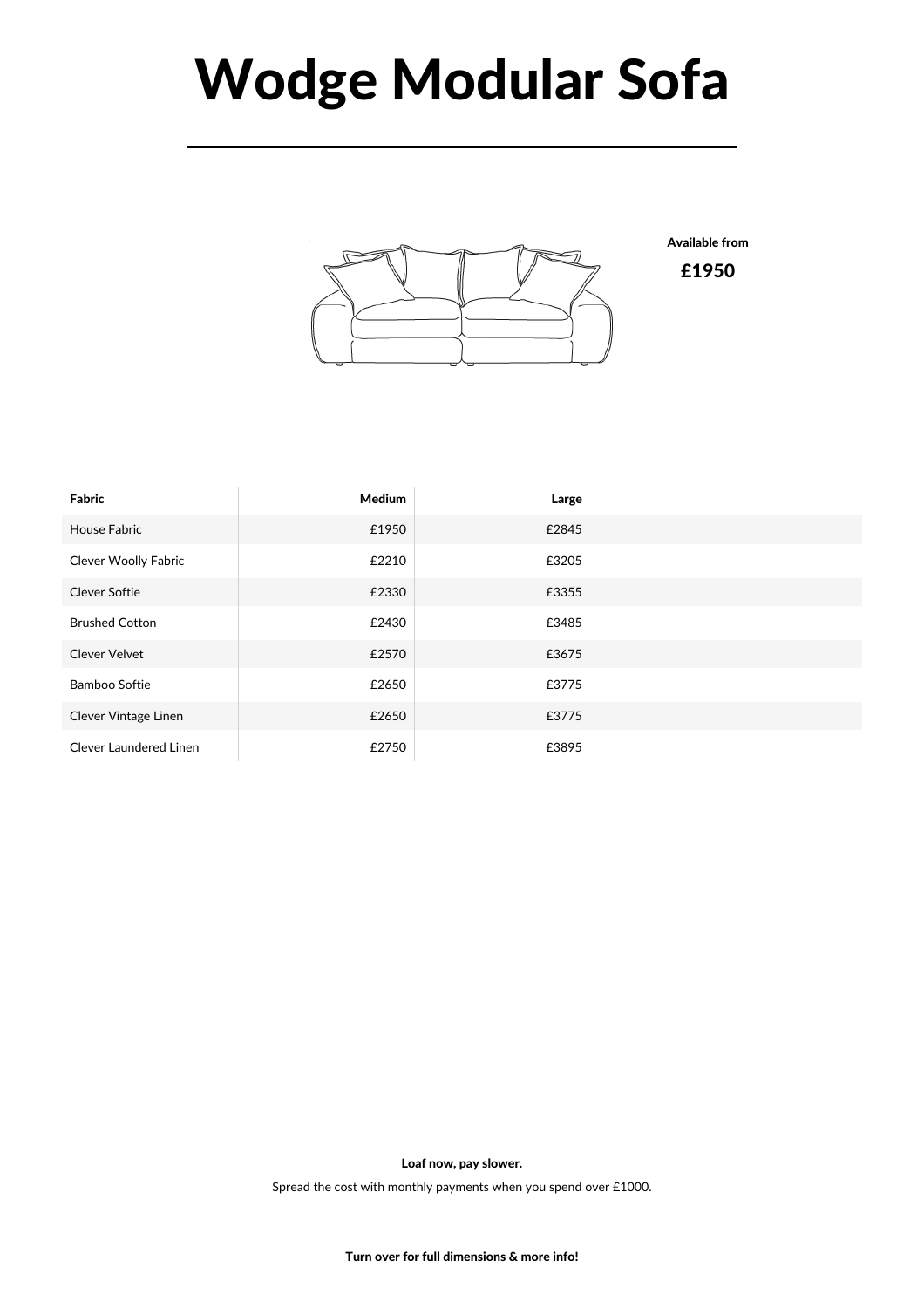# Wodge Modular Sofa

**Available from**

**£1950**

| Fabric | Medium | Large |
|---|---|---|
| House Fabric | £1950 | £2845 |
| Clever Woolly Fabric | £2210 | £3205 |
| Clever Softie | £2330 | £3355 |
| Brushed Cotton | £2430 | £3485 |
| Clever Velvet | £2570 | £3675 |
| Bamboo Softie | £2650 | £3775 |
| Clever Vintage Linen | £2650 | £3775 |
| Clever Laundered Linen | £2750 | £3895 |

**Loaf now, pay slower.**

Spread the cost with monthly payments when you spend over £1000.

**Turn over for full dimensions & more info!**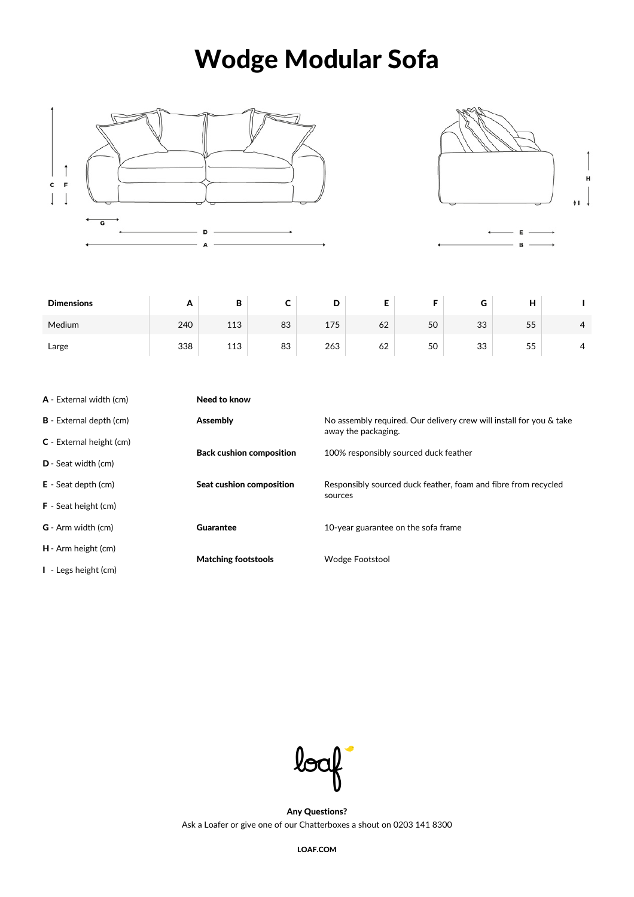# Wodge Modular Sofa

C F

G

D

A

H

I

E

B

| Dimensions | A | B | C | D | E | F | G | H | I |
|---|---|---|---|---|---|---|---|---|---|
| Medium | 240 | 113 | 83 | 175 | 62 | 50 | 33 | 55 | 4 |
| Large | 338 | 113 | 83 | 263 | 62 | 50 | 33 | 55 | 4 |

**A** - External width (cm)

**B** - External depth (cm)

**C** - External height (cm)

**D** - Seat width (cm)

**E** - Seat depth (cm)

**F** - Seat height (cm)

**G** - Arm width (cm)

**H** - Arm height (cm)

**I** - Legs height (cm)

**Need to know**

| | |
|---|---|
| **Assembly** | No assembly required. Our delivery crew will install for you & take away the packaging. |
| **Back cushion composition** | 100% responsibly sourced duck feather |
| **Seat cushion composition** | Responsibly sourced duck feather, foam and fibre from recycled sources |
| **Guarantee** | 10-year guarantee on the sofa frame |
| **Matching footstools** | Wodge Footstool |

loaf

**Any Questions?**

Ask a Loafer or give one of our Chatterboxes a shout on 0203 141 8300

**LOAF.COM**